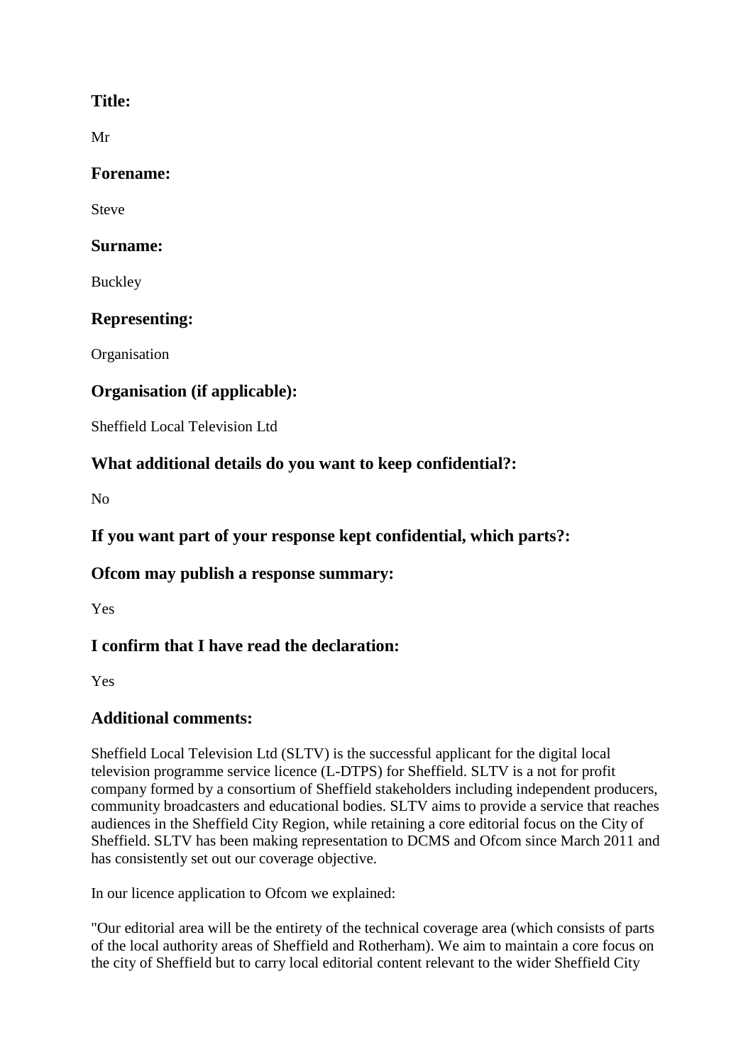## Title:

Mr

## Forename:

Steve

## Surname:

Buckley

## Representing:

Organisation

## Organisation (if applicable):

Sheffield Local Television Ltd

## What additional details do you want to keep confidential?:

No

## If you want part of your response kept confidential, which parts?:

## Ofcom may publish a response summary:

Yes

## I confirm that I have read the declaration:

Yes

## Additional comments:

Sheffield Local Television Ltd (SLTV) is the successful applicant for the digital local television programme service licence (L-DTPS) for Sheffield. SLTV is a not for profit company formed by a consortium of Sheffield stakeholders including independent producers, community broadcasters and educational bodies. SLTV aims to provide a service that reaches audiences in the Sheffield City Region, while retaining a core editorial focus on the City of Sheffield. SLTV has been making representation to DCMS and Ofcom since March 2011 and has consistently set out our coverage objective.

In our licence application to Ofcom we explained:

"Our editorial area will be the entirety of the technical coverage area (which consists of parts of the local authority areas of Sheffield and Rotherham). We aim to maintain a core focus on the city of Sheffield but to carry local editorial content relevant to the wider Sheffield City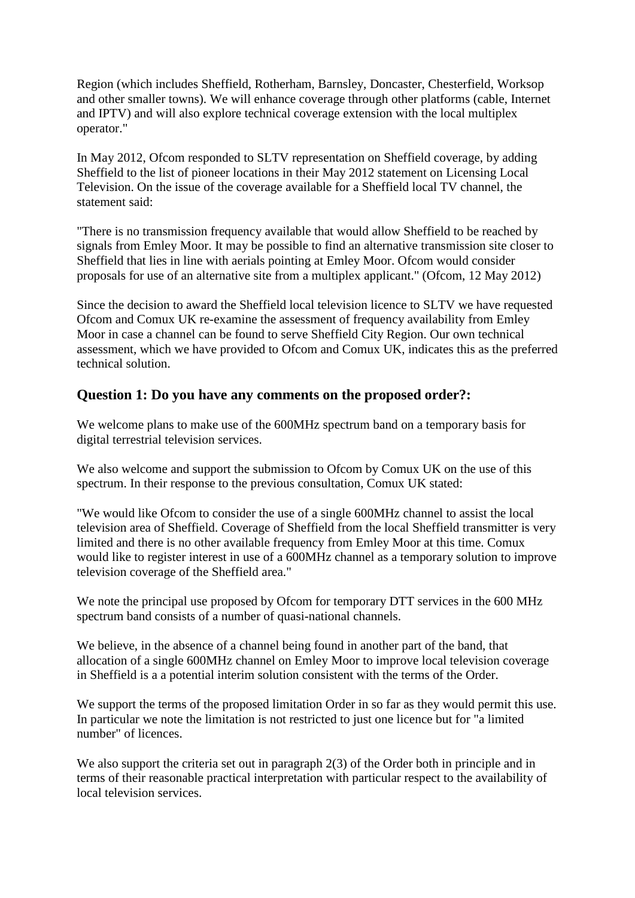Region (which includes Sheffield, Rotherham, Barnsley, Doncaster, Chesterfield, Worksop and other smaller towns). We will enhance coverage through other platforms (cable, Internet and IPTV) and will also explore technical coverage extension with the local multiplex operator."

In May 2012, Ofcom responded to SLTV representation on Sheffield coverage, by adding Sheffield to the list of pioneer locations in their May 2012 statement on Licensing Local Television. On the issue of the coverage available for a Sheffield local TV channel, the statement said:

"There is no transmission frequency available that would allow Sheffield to be reached by signals from Emley Moor. It may be possible to find an alternative transmission site closer to Sheffield that lies in line with aerials pointing at Emley Moor. Ofcom would consider proposals for use of an alternative site from a multiplex applicant." (Ofcom, 12 May 2012)

Since the decision to award the Sheffield local television licence to SLTV we have requested Ofcom and Comux UK re-examine the assessment of frequency availability from Emley Moor in case a channel can be found to serve Sheffield City Region. Our own technical assessment, which we have provided to Ofcom and Comux UK, indicates this as the preferred technical solution.

## Question 1: Do you have any comments on the proposed order?:

We welcome plans to make use of the 600MHz spectrum band on a temporary basis for digital terrestrial television services.

We also welcome and support the submission to Ofcom by Comux UK on the use of this spectrum. In their response to the previous consultation, Comux UK stated:

"We would like Ofcom to consider the use of a single 600MHz channel to assist the local television area of Sheffield. Coverage of Sheffield from the local Sheffield transmitter is very limited and there is no other available frequency from Emley Moor at this time. Comux would like to register interest in use of a 600MHz channel as a temporary solution to improve television coverage of the Sheffield area."

We note the principal use proposed by Ofcom for temporary DTT services in the 600 MHz spectrum band consists of a number of quasi-national channels.

We believe, in the absence of a channel being found in another part of the band, that allocation of a single 600MHz channel on Emley Moor to improve local television coverage in Sheffield is a a potential interim solution consistent with the terms of the Order.

We support the terms of the proposed limitation Order in so far as they would permit this use. In particular we note the limitation is not restricted to just one licence but for "a limited number" of licences.

We also support the criteria set out in paragraph 2(3) of the Order both in principle and in terms of their reasonable practical interpretation with particular respect to the availability of local television services.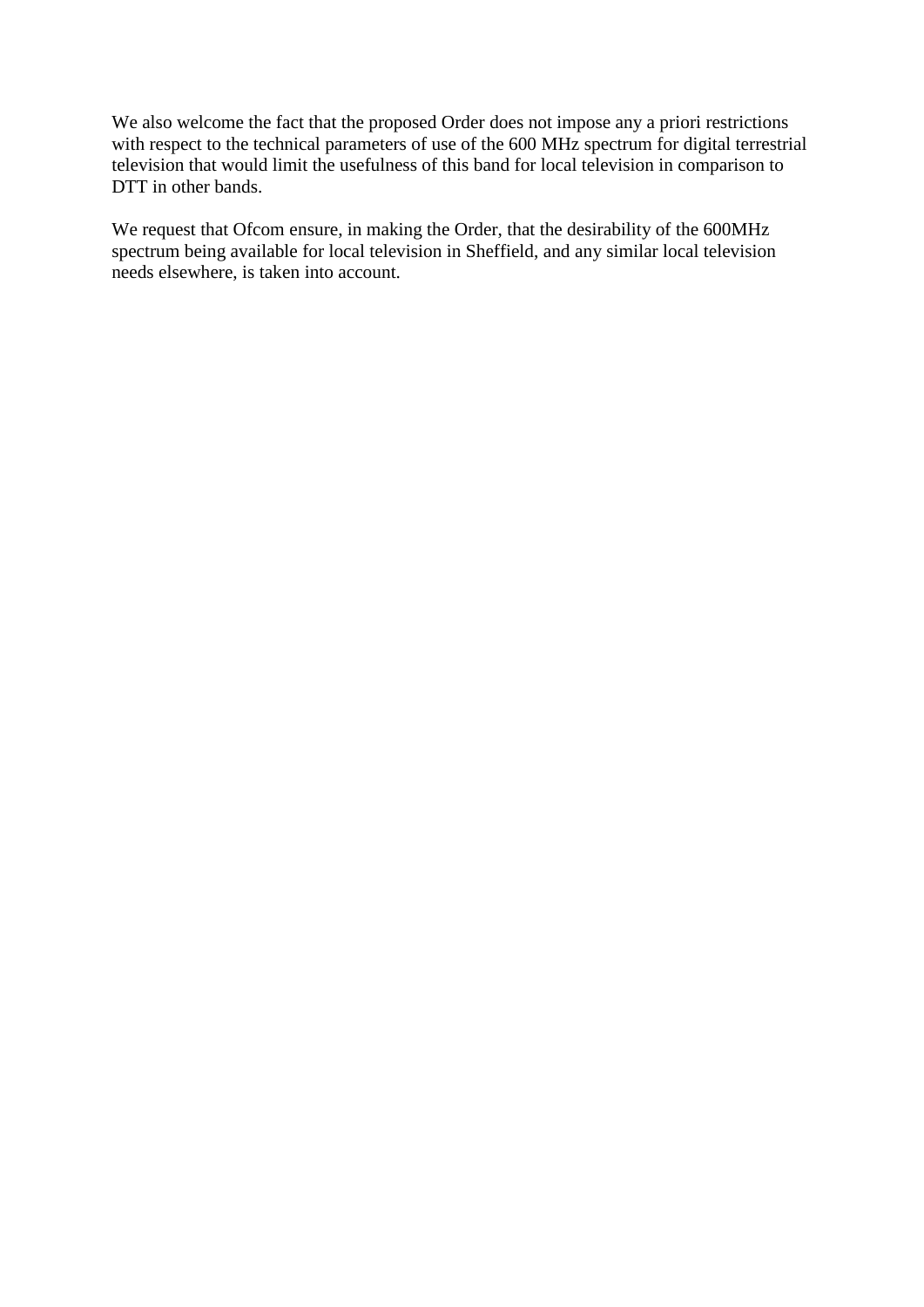We also welcome the fact that the proposed Order does not impose any a priori restrictions with respect to the technical parameters of use of the 600 MHz spectrum for digital terrestrial television that would limit the usefulness of this band for local television in comparison to DTT in other bands.

We request that Ofcom ensure, in making the Order, that the desirability of the 600MHz spectrum being available for local television in Sheffield, and any similar local television needs elsewhere, is taken into account.